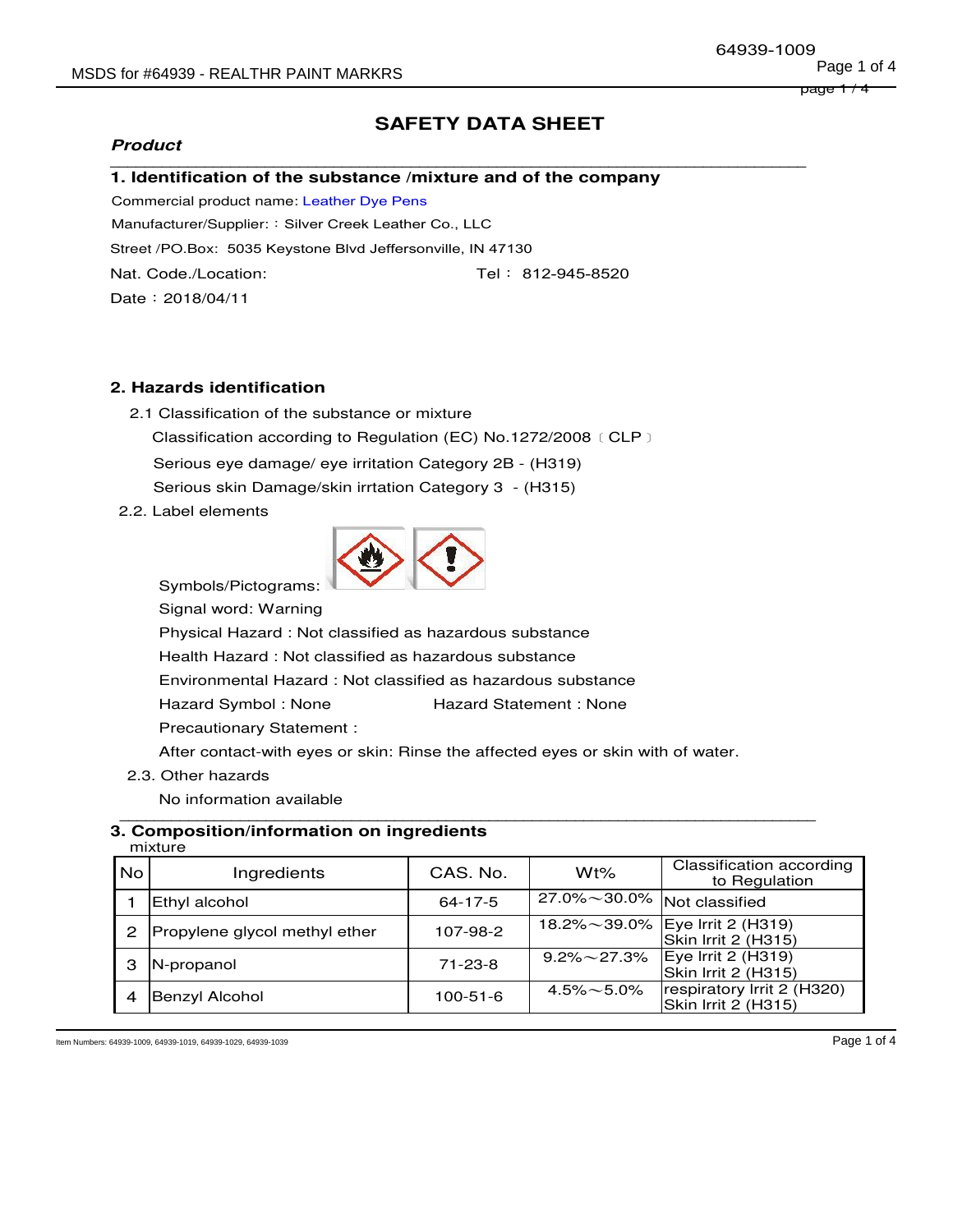# SAFETY DATA SHEET

***Product***

## 1. Identification of the substance /mixture and of the company

Commercial product name: Leather Dye Pens

Manufacturer/Supplier: : Silver Creek Leather Co., LLC

Street /PO.Box: 5035 Keystone Blvd Jeffersonville, IN 47130

Nat. Code./Location: Tel： 812-945-8520

Date：2018/04/11

## 2. Hazards identification

2.1 Classification of the substance or mixture

Classification according to Regulation (EC) No.1272/2008〔CLP〕

Serious eye damage/ eye irritation Category 2B - (H319)

Serious skin Damage/skin irrtation Category 3 - (H315)

2.2. Label elements

Symbols/Pictograms:

Signal word: Warning

Physical Hazard : Not classified as hazardous substance

Health Hazard : Not classified as hazardous substance

Environmental Hazard : Not classified as hazardous substance

Hazard Symbol : None Hazard Statement : None

Precautionary Statement :

After contact-with eyes or skin: Rinse the affected eyes or skin with of water.

2.3. Other hazards

No information available

## 3. Composition/information on ingredients

mixture

| No | Ingredients | CAS. No. | Wt% | Classification according to Regulation |
|---|---|---|---|---|
| 1 | Ethyl alcohol | 64-17-5 | 27.0%～30.0% | Not classified |
| 2 | Propylene glycol methyl ether | 107-98-2 | 18.2%～39.0% | Eye Irrit 2 (H319)<br>Skin Irrit 2 (H315) |
| 3 | N-propanol | 71-23-8 | 9.2%～27.3% | Eye Irrit 2 (H319)<br>Skin Irrit 2 (H315) |
| 4 | Benzyl Alcohol | 100-51-6 | 4.5%～5.0% | respiratory Irrit 2 (H320)<br>Skin Irrit 2 (H315) |

Item Numbers: 64939-1009, 64939-1019, 64939-1029, 64939-1039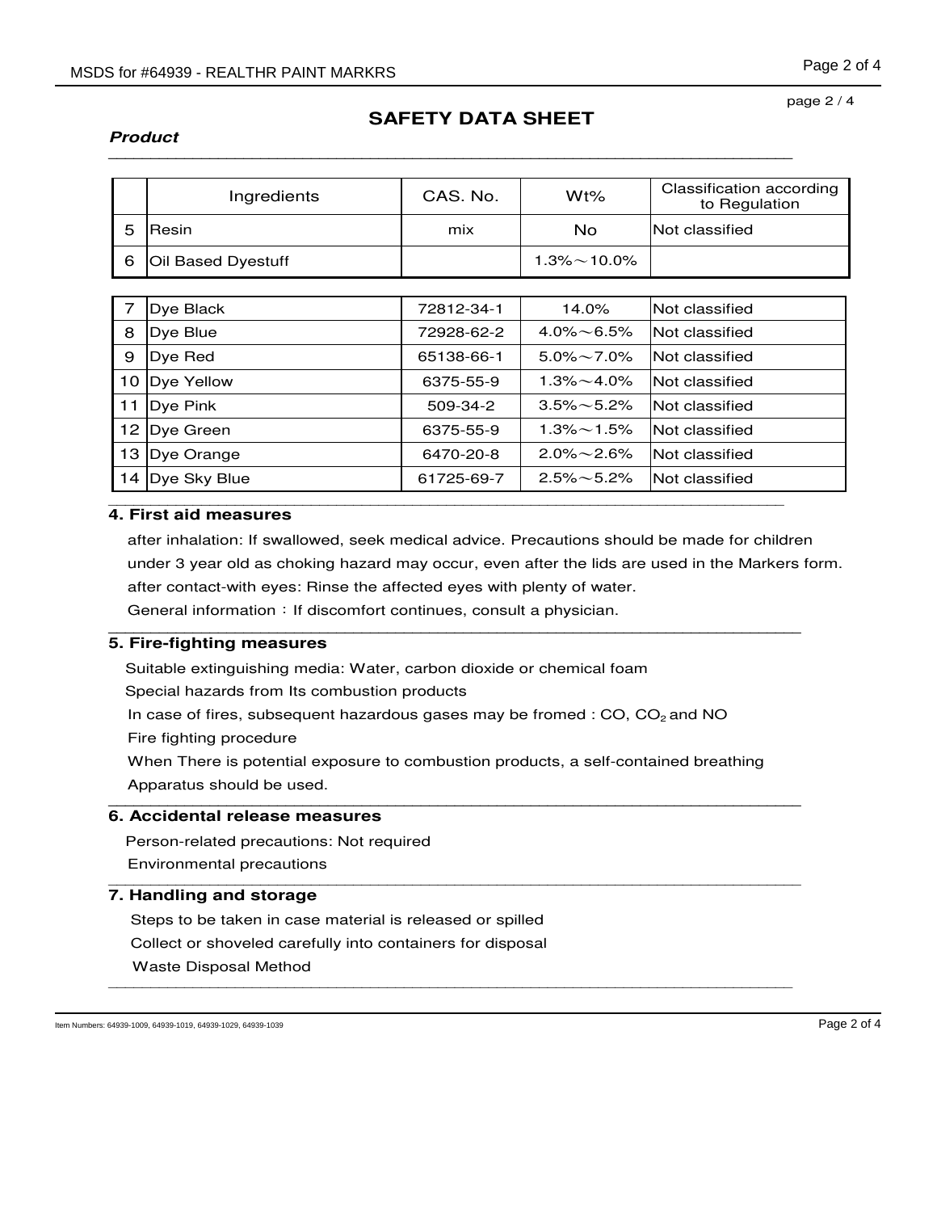# SAFETY DATA SHEET

***Product***

|  | Ingredients | CAS. No. | Wt% | Classification according to Regulation |
|---|---|---|---|---|
| 5 | Resin | mix | No | Not classified |
| 6 | Oil Based Dyestuff |  | 1.3%～10.0% |  |
| 7 | Dye Black | 72812-34-1 | 14.0% | Not classified |
| 8 | Dye Blue | 72928-62-2 | 4.0%～6.5% | Not classified |
| 9 | Dye Red | 65138-66-1 | 5.0%～7.0% | Not classified |
| 10 | Dye Yellow | 6375-55-9 | 1.3%～4.0% | Not classified |
| 11 | Dye Pink | 509-34-2 | 3.5%～5.2% | Not classified |
| 12 | Dye Green | 6375-55-9 | 1.3%～1.5% | Not classified |
| 13 | Dye Orange | 6470-20-8 | 2.0%～2.6% | Not classified |
| 14 | Dye Sky Blue | 61725-69-7 | 2.5%～5.2% | Not classified |

## 4. First aid measures

after inhalation: If swallowed, seek medical advice. Precautions should be made for children under 3 year old as choking hazard may occur, even after the lids are used in the Markers form.

after contact-with eyes: Rinse the affected eyes with plenty of water.

General information：If discomfort continues, consult a physician.

## 5. Fire-fighting measures

Suitable extinguishing media: Water, carbon dioxide or chemical foam

Special hazards from Its combustion products

In case of fires, subsequent hazardous gases may be fromed : CO, $CO_2$ and NO

Fire fighting procedure

When There is potential exposure to combustion products, a self-contained breathing Apparatus should be used.

## 6. Accidental release measures

Person-related precautions: Not required

Environmental precautions

## 7. Handling and storage

Steps to be taken in case material is released or spilled

Collect or shoveled carefully into containers for disposal

Waste Disposal Method

Item Numbers: 64939-1009, 64939-1019, 64939-1029, 64939-1039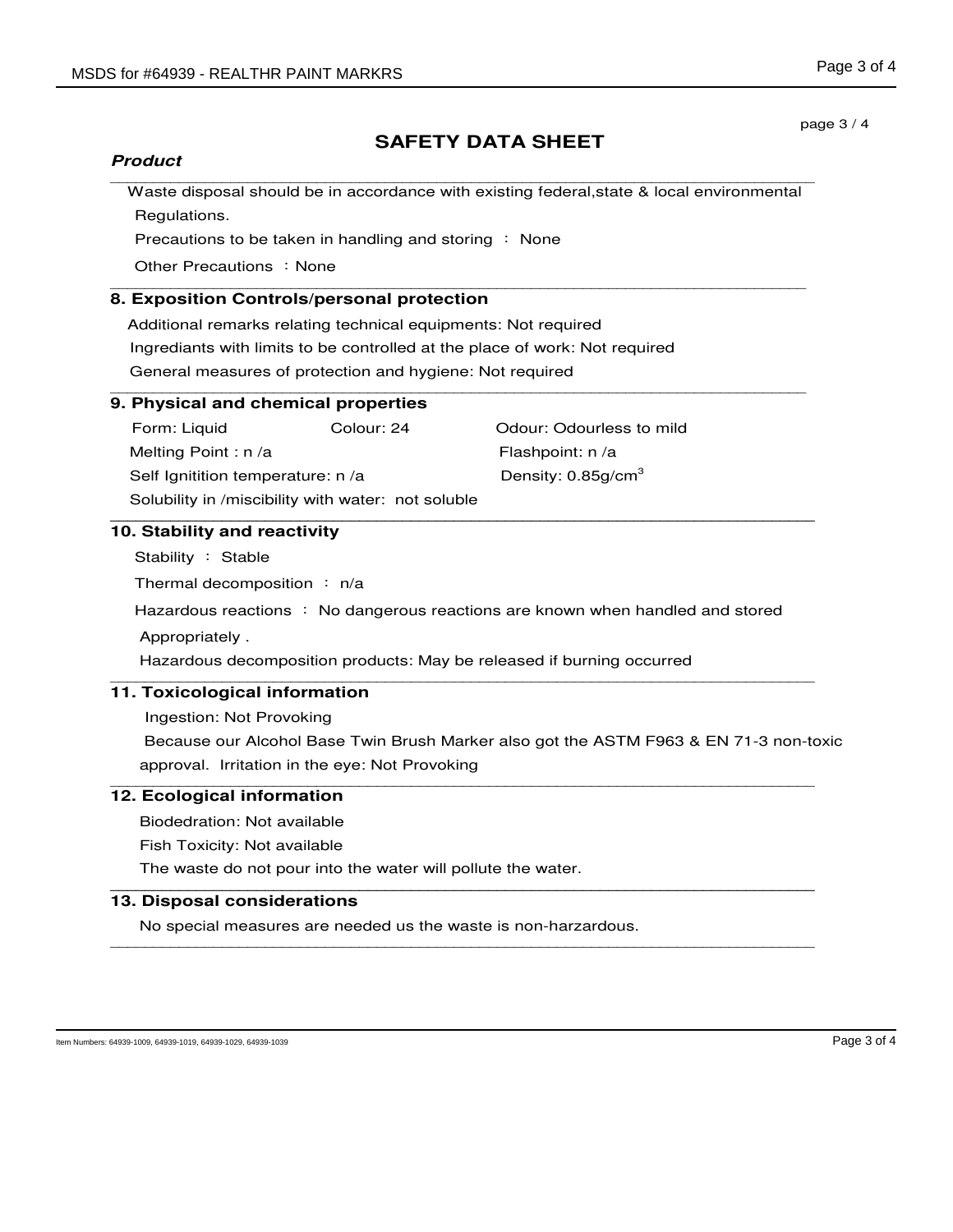## SAFETY DATA SHEET

***Product***

Waste disposal should be in accordance with existing federal,state & local environmental Regulations.

Precautions to be taken in handling and storing ： None

Other Precautions ：None

### 8. Exposition Controls/personal protection

Additional remarks relating technical equipments: Not required

Ingrediants with limits to be controlled at the place of work: Not required

General measures of protection and hygiene: Not required

### 9. Physical and chemical properties

Form: Liquid    Colour: 24    Odour: Odourless to mild

Melting Point : n /a    Flashpoint: n /a

Self Ignitition temperature: n /a    Density: 0.85g/$cm^3$

Solubility in /miscibility with water: not soluble

### 10. Stability and reactivity

Stability ： Stable

Thermal decomposition ： n/a

Hazardous reactions ： No dangerous reactions are known when handled and stored Appropriately .

Hazardous decomposition products: May be released if burning occurred

### 11. Toxicological information

Ingestion: Not Provoking

Because our Alcohol Base Twin Brush Marker also got the ASTM F963 & EN 71-3 non-toxic approval. Irritation in the eye: Not Provoking

### 12. Ecological information

Biodedration: Not available

Fish Toxicity: Not available

The waste do not pour into the water will pollute the water.

### 13. Disposal considerations

No special measures are needed us the waste is non-harzardous.

Item Numbers: 64939-1009, 64939-1019, 64939-1029, 64939-1039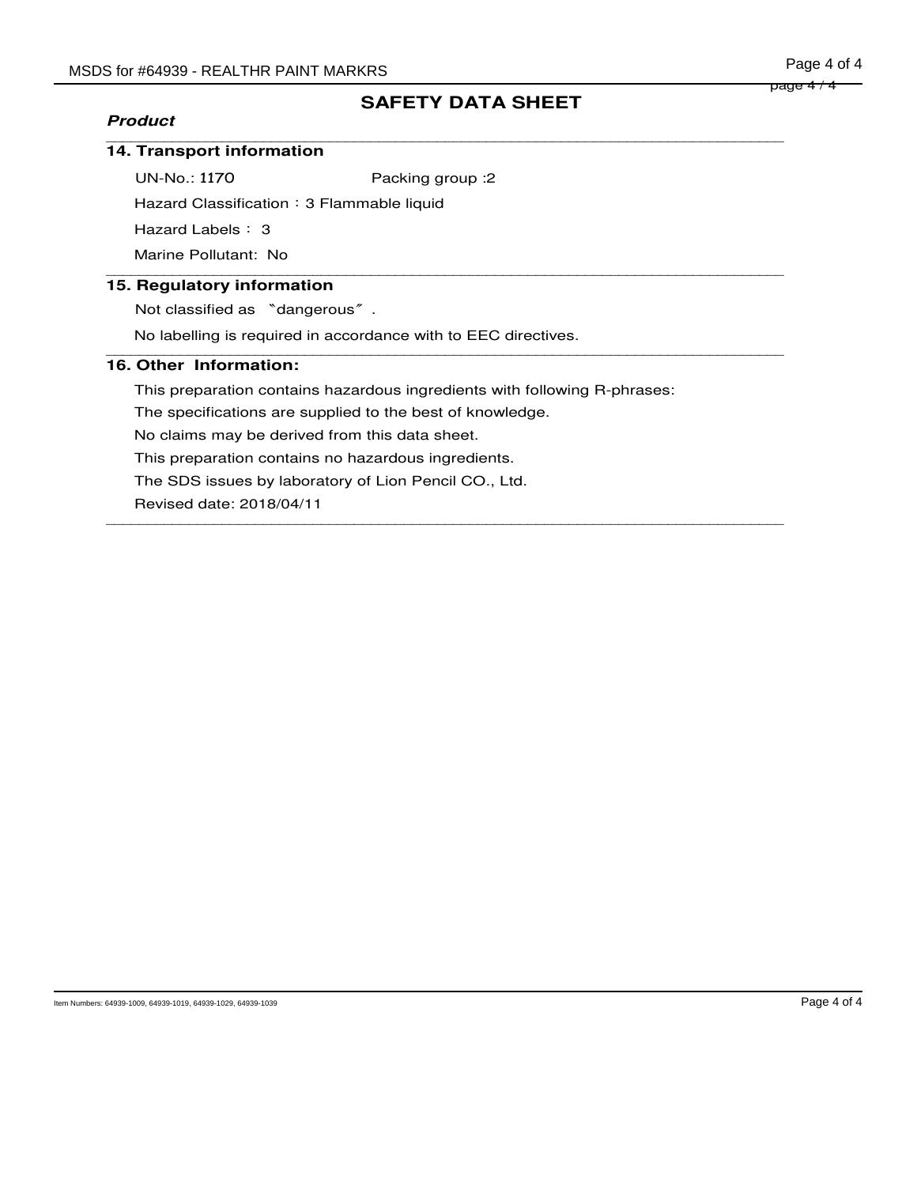## SAFETY DATA SHEET

***Product***

### 14. Transport information

UN-No.: 1170 Packing group :2

Hazard Classification：3 Flammable liquid

Hazard Labels： 3

Marine Pollutant: No

### 15. Regulatory information

Not classified as 〝dangerous〞.

No labelling is required in accordance with to EEC directives.

### 16. Other Information:

This preparation contains hazardous ingredients with following R-phrases:

The specifications are supplied to the best of knowledge.

No claims may be derived from this data sheet.

This preparation contains no hazardous ingredients.

The SDS issues by laboratory of Lion Pencil CO., Ltd.

Revised date: 2018/04/11

Item Numbers: 64939-1009, 64939-1019, 64939-1029, 64939-1039